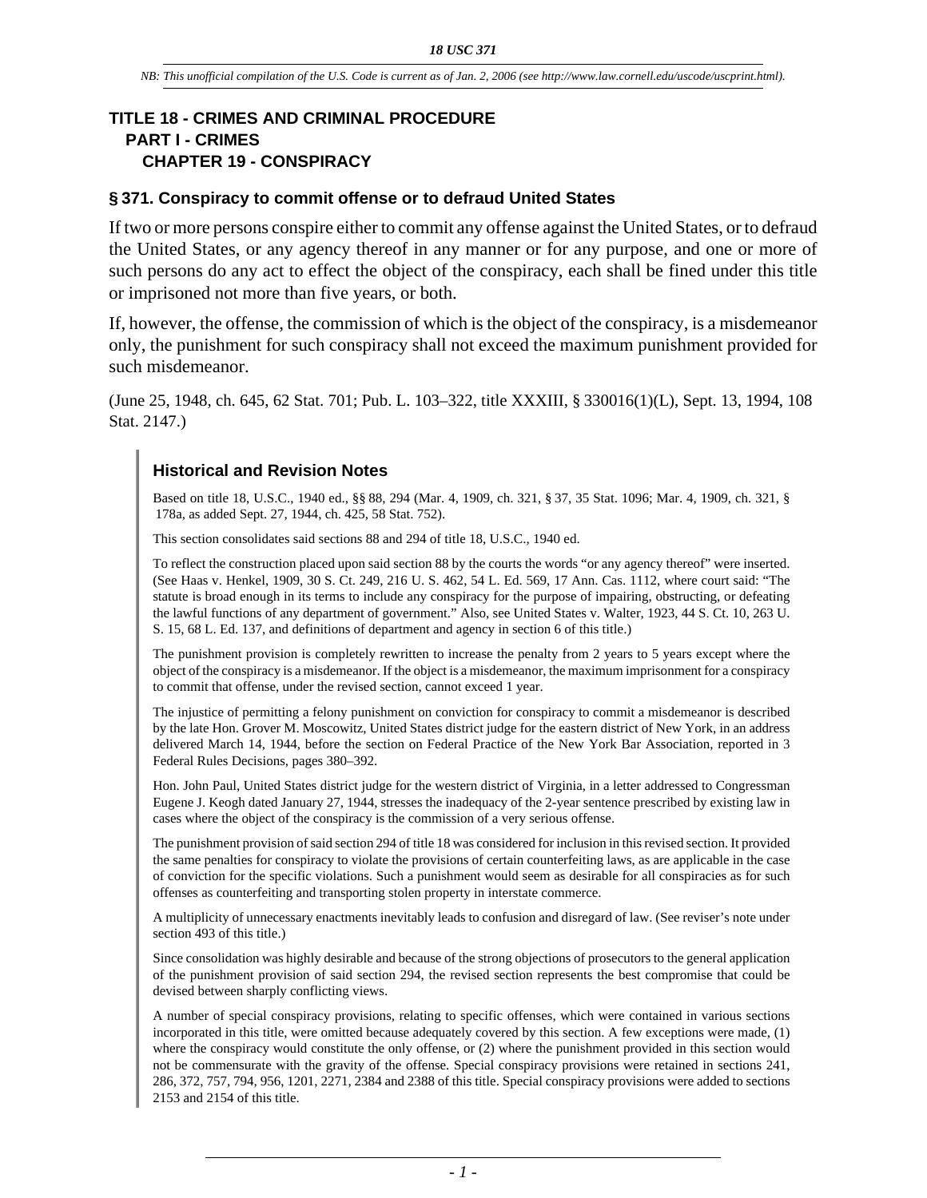*NB: This unofficial compilation of the U.S. Code is current as of Jan. 2, 2006 (see http://www.law.cornell.edu/uscode/uscprint.html).*

# TITLE 18 - CRIMES AND CRIMINAL PROCEDURE

## PART I - CRIMES

### CHAPTER 19 - CONSPIRACY

#### § 371. Conspiracy to commit offense or to defraud United States

If two or more persons conspire either to commit any offense against the United States, or to defraud the United States, or any agency thereof in any manner or for any purpose, and one or more of such persons do any act to effect the object of the conspiracy, each shall be fined under this title or imprisoned not more than five years, or both.

If, however, the offense, the commission of which is the object of the conspiracy, is a misdemeanor only, the punishment for such conspiracy shall not exceed the maximum punishment provided for such misdemeanor.

(June 25, 1948, ch. 645, 62 Stat. 701; Pub. L. 103–322, title XXXIII, § 330016(1)(L), Sept. 13, 1994, 108 Stat. 2147.)

#### Historical and Revision Notes

Based on title 18, U.S.C., 1940 ed., §§ 88, 294 (Mar. 4, 1909, ch. 321, § 37, 35 Stat. 1096; Mar. 4, 1909, ch. 321, § 178a, as added Sept. 27, 1944, ch. 425, 58 Stat. 752).

This section consolidates said sections 88 and 294 of title 18, U.S.C., 1940 ed.

To reflect the construction placed upon said section 88 by the courts the words "or any agency thereof" were inserted. (See Haas v. Henkel, 1909, 30 S. Ct. 249, 216 U. S. 462, 54 L. Ed. 569, 17 Ann. Cas. 1112, where court said: "The statute is broad enough in its terms to include any conspiracy for the purpose of impairing, obstructing, or defeating the lawful functions of any department of government." Also, see United States v. Walter, 1923, 44 S. Ct. 10, 263 U. S. 15, 68 L. Ed. 137, and definitions of department and agency in section 6 of this title.)

The punishment provision is completely rewritten to increase the penalty from 2 years to 5 years except where the object of the conspiracy is a misdemeanor. If the object is a misdemeanor, the maximum imprisonment for a conspiracy to commit that offense, under the revised section, cannot exceed 1 year.

The injustice of permitting a felony punishment on conviction for conspiracy to commit a misdemeanor is described by the late Hon. Grover M. Moscowitz, United States district judge for the eastern district of New York, in an address delivered March 14, 1944, before the section on Federal Practice of the New York Bar Association, reported in 3 Federal Rules Decisions, pages 380–392.

Hon. John Paul, United States district judge for the western district of Virginia, in a letter addressed to Congressman Eugene J. Keogh dated January 27, 1944, stresses the inadequacy of the 2-year sentence prescribed by existing law in cases where the object of the conspiracy is the commission of a very serious offense.

The punishment provision of said section 294 of title 18 was considered for inclusion in this revised section. It provided the same penalties for conspiracy to violate the provisions of certain counterfeiting laws, as are applicable in the case of conviction for the specific violations. Such a punishment would seem as desirable for all conspiracies as for such offenses as counterfeiting and transporting stolen property in interstate commerce.

A multiplicity of unnecessary enactments inevitably leads to confusion and disregard of law. (See reviser's note under section 493 of this title.)

Since consolidation was highly desirable and because of the strong objections of prosecutors to the general application of the punishment provision of said section 294, the revised section represents the best compromise that could be devised between sharply conflicting views.

A number of special conspiracy provisions, relating to specific offenses, which were contained in various sections incorporated in this title, were omitted because adequately covered by this section. A few exceptions were made, (1) where the conspiracy would constitute the only offense, or (2) where the punishment provided in this section would not be commensurate with the gravity of the offense. Special conspiracy provisions were retained in sections 241, 286, 372, 757, 794, 956, 1201, 2271, 2384 and 2388 of this title. Special conspiracy provisions were added to sections 2153 and 2154 of this title.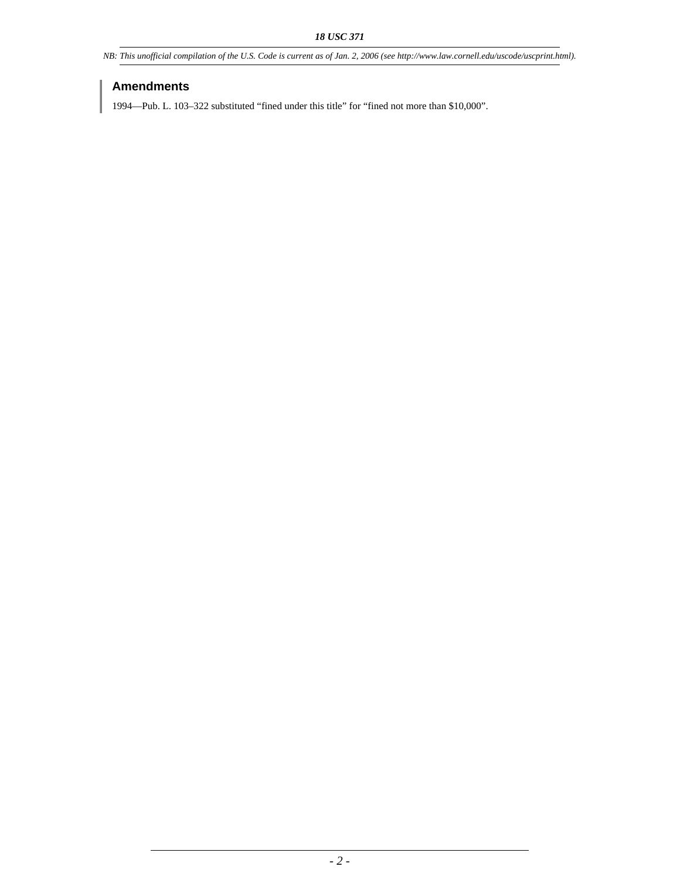## Amendments

1994—Pub. L. 103–322 substituted “fined under this title” for “fined not more than $10,000”.